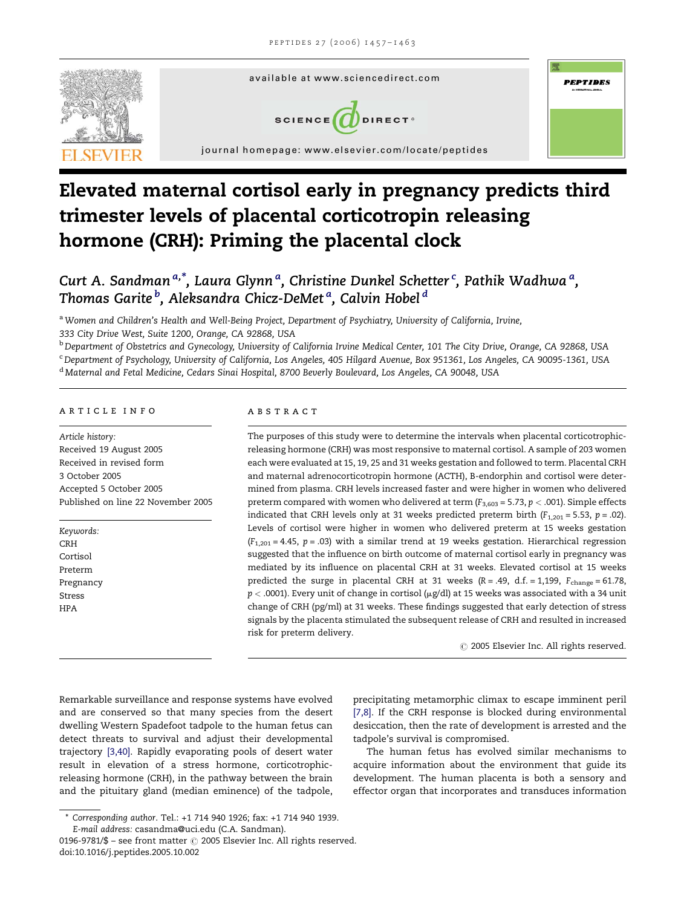# Elevated maternal cortisol early in pregnancy predicts third trimester levels of placental corticotropin releasing hormone (CRH): Priming the placental clock

Curt A. Sandman [a,*], Laura Glynn [a], Christine Dunkel Schetter [c], Pathik Wadhwa [a], Thomas Garite [b], Aleksandra Chicz-DeMet [a], Calvin Hobel [d]

[a] Women and Children's Health and Well-Being Project, Department of Psychiatry, University of California, Irvine, 333 City Drive West, Suite 1200, Orange, CA 92868, USA

[b] Department of Obstetrics and Gynecology, University of California Irvine Medical Center, 101 The City Drive, Orange, CA 92868, USA

[c] Department of Psychology, University of California, Los Angeles, 405 Hilgard Avenue, Box 951361, Los Angeles, CA 90095-1361, USA

[d] Maternal and Fetal Medicine, Cedars Sinai Hospital, 8700 Beverly Boulevard, Los Angeles, CA 90048, USA

## ARTICLE INFO

*Article history:*
Received 19 August 2005
Received in revised form 3 October 2005
Accepted 5 October 2005
Published on line 22 November 2005

*Keywords:*
CRH
Cortisol
Preterm
Pregnancy
Stress
HPA

## ABSTRACT

The purposes of this study were to determine the intervals when placental corticotrophic-releasing hormone (CRH) was most responsive to maternal cortisol. A sample of 203 women each were evaluated at 15, 19, 25 and 31 weeks gestation and followed to term. Placental CRH and maternal adrenocorticotropin hormone (ACTH), B-endorphin and cortisol were determined from plasma. CRH levels increased faster and were higher in women who delivered preterm compared with women who delivered at term ($F_{3,603} = 5.73$, $p < .001$). Simple effects indicated that CRH levels only at 31 weeks predicted preterm birth ($F_{1,201} = 5.53$, $p = .02$). Levels of cortisol were higher in women who delivered preterm at 15 weeks gestation ($F_{1,201} = 4.45$, $p = .03$) with a similar trend at 19 weeks gestation. Hierarchical regression suggested that the influence on birth outcome of maternal cortisol early in pregnancy was mediated by its influence on placental CRH at 31 weeks. Elevated cortisol at 15 weeks predicted the surge in placental CRH at 31 weeks ($R = .49$, d.f. = 1,199, $F_{\text{change}} = 61.78$, $p < .0001$). Every unit of change in cortisol ($\mu$g/dl) at 15 weeks was associated with a 34 unit change of CRH (pg/ml) at 31 weeks. These findings suggested that early detection of stress signals by the placenta stimulated the subsequent release of CRH and resulted in increased risk for preterm delivery.

© 2005 Elsevier Inc. All rights reserved.

Remarkable surveillance and response systems have evolved and are conserved so that many species from the desert dwelling Western Spadefoot tadpole to the human fetus can detect threats to survival and adjust their developmental trajectory [3,40]. Rapidly evaporating pools of desert water result in elevation of a stress hormone, corticotrophic-releasing hormone (CRH), in the pathway between the brain and the pituitary gland (median eminence) of the tadpole, precipitating metamorphic climax to escape imminent peril [7,8]. If the CRH response is blocked during environmental desiccation, then the rate of development is arrested and the tadpole's survival is compromised.

The human fetus has evolved similar mechanisms to acquire information about the environment that guide its development. The human placenta is both a sensory and effector organ that incorporates and transduces information

\* *Corresponding author.* Tel.: +1 714 940 1926; fax: +1 714 940 1939.
*E-mail address:* casandma@uci.edu (C.A. Sandman).

0196-9781/$ – see front matter © 2005 Elsevier Inc. All rights reserved.
doi:10.1016/j.peptides.2005.10.002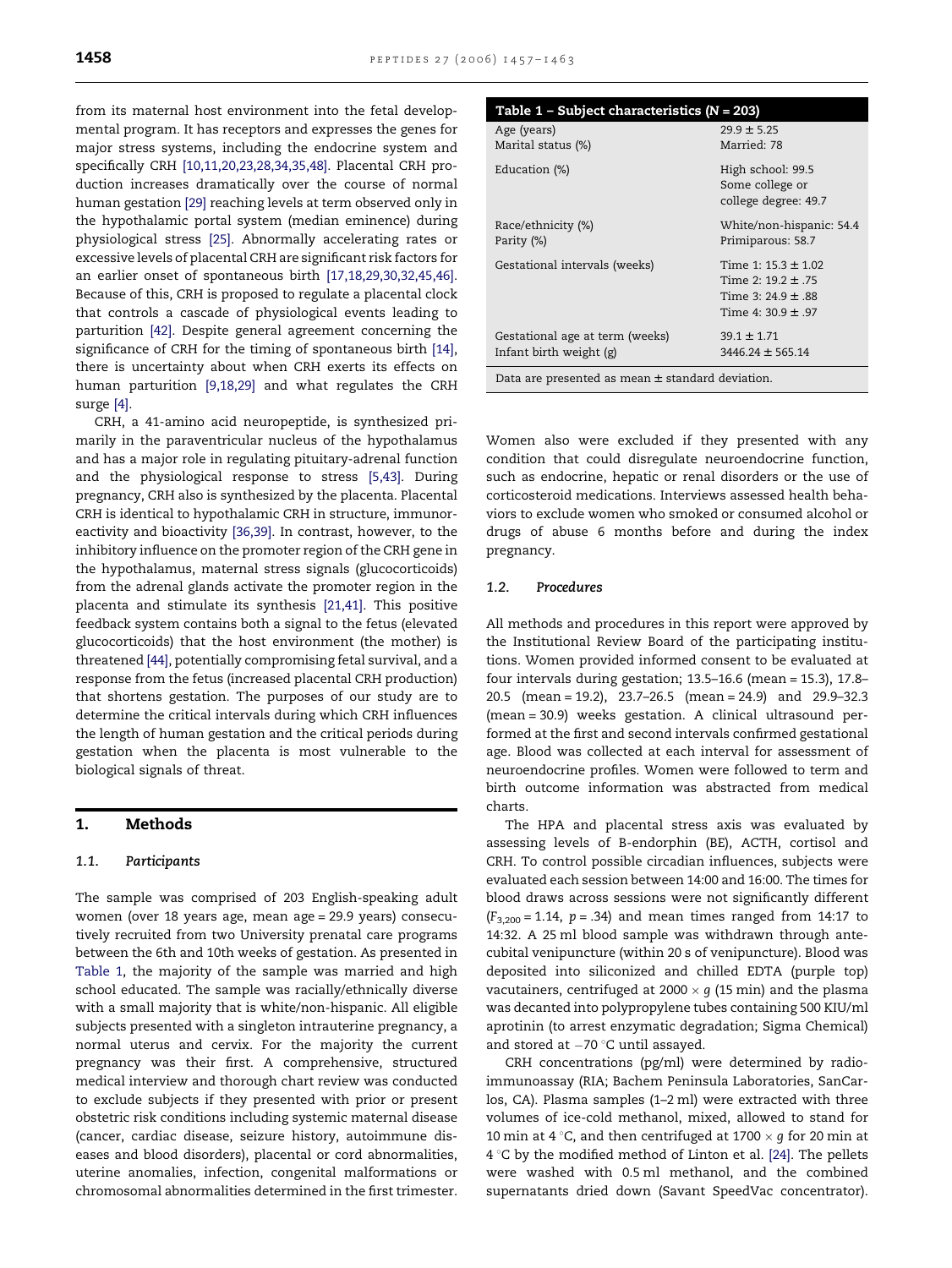from its maternal host environment into the fetal developmental program. It has receptors and expresses the genes for major stress systems, including the endocrine system and specifically CRH [10,11,20,23,28,34,35,48]. Placental CRH production increases dramatically over the course of normal human gestation [29] reaching levels at term observed only in the hypothalamic portal system (median eminence) during physiological stress [25]. Abnormally accelerating rates or excessive levels of placental CRH are significant risk factors for an earlier onset of spontaneous birth [17,18,29,30,32,45,46]. Because of this, CRH is proposed to regulate a placental clock that controls a cascade of physiological events leading to parturition [42]. Despite general agreement concerning the significance of CRH for the timing of spontaneous birth [14], there is uncertainty about when CRH exerts its effects on human parturition [9,18,29] and what regulates the CRH surge [4].

CRH, a 41-amino acid neuropeptide, is synthesized primarily in the paraventricular nucleus of the hypothalamus and has a major role in regulating pituitary-adrenal function and the physiological response to stress [5,43]. During pregnancy, CRH also is synthesized by the placenta. Placental CRH is identical to hypothalamic CRH in structure, immunoreactivity and bioactivity [36,39]. In contrast, however, to the inhibitory influence on the promoter region of the CRH gene in the hypothalamus, maternal stress signals (glucocorticoids) from the adrenal glands activate the promoter region in the placenta and stimulate its synthesis [21,41]. This positive feedback system contains both a signal to the fetus (elevated glucocorticoids) that the host environment (the mother) is threatened [44], potentially compromising fetal survival, and a response from the fetus (increased placental CRH production) that shortens gestation. The purposes of our study are to determine the critical intervals during which CRH influences the length of human gestation and the critical periods during gestation when the placenta is most vulnerable to the biological signals of threat.

## 1. Methods

### 1.1. Participants

The sample was comprised of 203 English-speaking adult women (over 18 years age, mean age = 29.9 years) consecutively recruited from two University prenatal care programs between the 6th and 10th weeks of gestation. As presented in Table 1, the majority of the sample was married and high school educated. The sample was racially/ethnically diverse with a small majority that is white/non-hispanic. All eligible subjects presented with a singleton intrauterine pregnancy, a normal uterus and cervix. For the majority the current pregnancy was their first. A comprehensive, structured medical interview and thorough chart review was conducted to exclude subjects if they presented with prior or present obstetric risk conditions including systemic maternal disease (cancer, cardiac disease, seizure history, autoimmune diseases and blood disorders), placental or cord abnormalities, uterine anomalies, infection, congenital malformations or chromosomal abnormalities determined in the first trimester.

**Table 1 – Subject characteristics (N = 203)**

| | |
|---|---|
| Age (years) | 29.9 ± 5.25 |
| Marital status (%) | Married: 78 |
| Education (%) | High school: 99.5<br>Some college or college degree: 49.7 |
| Race/ethnicity (%) | White/non-hispanic: 54.4 |
| Parity (%) | Primiparous: 58.7 |
| Gestational intervals (weeks) | Time 1: 15.3 ± 1.02<br>Time 2: 19.2 ± .75<br>Time 3: 24.9 ± .88<br>Time 4: 30.9 ± .97 |
| Gestational age at term (weeks) | 39.1 ± 1.71 |
| Infant birth weight (g) | 3446.24 ± 565.14 |

Data are presented as mean ± standard deviation.

Women also were excluded if they presented with any condition that could disregulate neuroendocrine function, such as endocrine, hepatic or renal disorders or the use of corticosteroid medications. Interviews assessed health behaviors to exclude women who smoked or consumed alcohol or drugs of abuse 6 months before and during the index pregnancy.

### 1.2. Procedures

All methods and procedures in this report were approved by the Institutional Review Board of the participating institutions. Women provided informed consent to be evaluated at four intervals during gestation; 13.5–16.6 (mean = 15.3), 17.8–20.5 (mean = 19.2), 23.7–26.5 (mean = 24.9) and 29.9–32.3 (mean = 30.9) weeks gestation. A clinical ultrasound performed at the first and second intervals confirmed gestational age. Blood was collected at each interval for assessment of neuroendocrine profiles. Women were followed to term and birth outcome information was abstracted from medical charts.

The HPA and placental stress axis was evaluated by assessing levels of B-endorphin (BE), ACTH, cortisol and CRH. To control possible circadian influences, subjects were evaluated each session between 14:00 and 16:00. The times for blood draws across sessions were not significantly different ($F_{3,200} = 1.14$, $p = .34$) and mean times ranged from 14:17 to 14:32. A 25 ml blood sample was withdrawn through antecubital venipuncture (within 20 s of venipuncture). Blood was deposited into siliconized and chilled EDTA (purple top) vacutainers, centrifuged at $2000 \times g$ (15 min) and the plasma was decanted into polypropylene tubes containing 500 KIU/ml aprotinin (to arrest enzymatic degradation; Sigma Chemical) and stored at $-70$ °C until assayed.

CRH concentrations (pg/ml) were determined by radioimmunoassay (RIA; Bachem Peninsula Laboratories, SanCarlos, CA). Plasma samples (1–2 ml) were extracted with three volumes of ice-cold methanol, mixed, allowed to stand for 10 min at 4 °C, and then centrifuged at $1700 \times g$ for 20 min at 4 °C by the modified method of Linton et al. [24]. The pellets were washed with 0.5 ml methanol, and the combined supernatants dried down (Savant SpeedVac concentrator).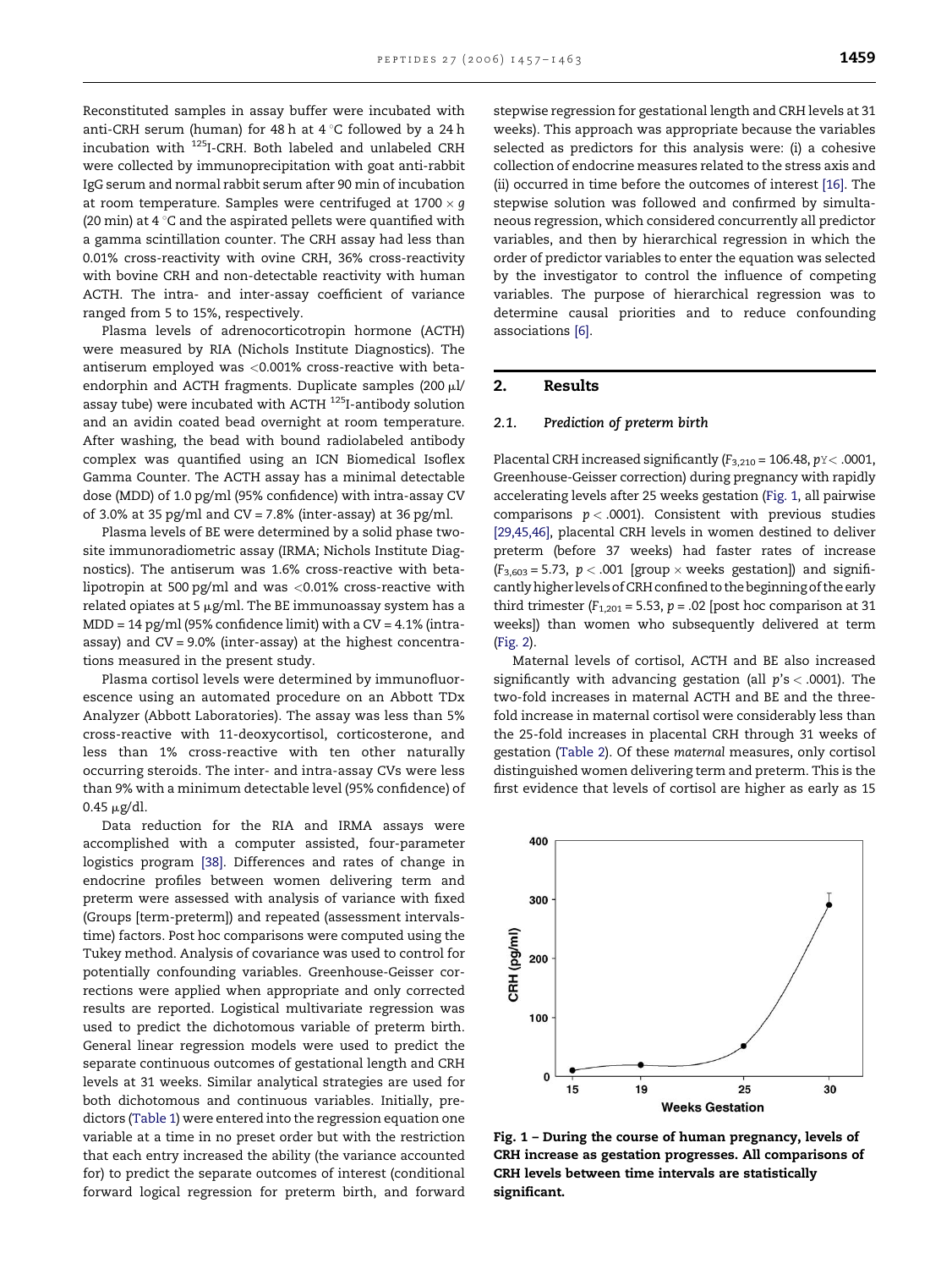Reconstituted samples in assay buffer were incubated with anti-CRH serum (human) for 48 h at 4 °C followed by a 24 h incubation with $^{125}$I-CRH. Both labeled and unlabeled CRH were collected by immunoprecipitation with goat anti-rabbit IgG serum and normal rabbit serum after 90 min of incubation at room temperature. Samples were centrifuged at 1700 × *g* (20 min) at 4 °C and the aspirated pellets were quantified with a gamma scintillation counter. The CRH assay had less than 0.01% cross-reactivity with ovine CRH, 36% cross-reactivity with bovine CRH and non-detectable reactivity with human ACTH. The intra- and inter-assay coefficient of variance ranged from 5 to 15%, respectively.

Plasma levels of adrenocorticotropin hormone (ACTH) were measured by RIA (Nichols Institute Diagnostics). The antiserum employed was <0.001% cross-reactive with beta-endorphin and ACTH fragments. Duplicate samples (200 μl/assay tube) were incubated with ACTH $^{125}$I-antibody solution and an avidin coated bead overnight at room temperature. After washing, the bead with bound radiolabeled antibody complex was quantified using an ICN Biomedical Isoflex Gamma Counter. The ACTH assay has a minimal detectable dose (MDD) of 1.0 pg/ml (95% confidence) with intra-assay CV of 3.0% at 35 pg/ml and CV = 7.8% (inter-assay) at 36 pg/ml.

Plasma levels of BE were determined by a solid phase two-site immunoradiometric assay (IRMA; Nichols Institute Diagnostics). The antiserum was 1.6% cross-reactive with beta-lipotropin at 500 pg/ml and was <0.01% cross-reactive with related opiates at 5 μg/ml. The BE immunoassay system has a MDD = 14 pg/ml (95% confidence limit) with a CV = 4.1% (intra-assay) and CV = 9.0% (inter-assay) at the highest concentrations measured in the present study.

Plasma cortisol levels were determined by immunofluorescence using an automated procedure on an Abbott TDx Analyzer (Abbott Laboratories). The assay was less than 5% cross-reactive with 11-deoxycortisol, corticosterone, and less than 1% cross-reactive with ten other naturally occurring steroids. The inter- and intra-assay CVs were less than 9% with a minimum detectable level (95% confidence) of 0.45 μg/dl.

Data reduction for the RIA and IRMA assays were accomplished with a computer assisted, four-parameter logistics program [38]. Differences and rates of change in endocrine profiles between women delivering term and preterm were assessed with analysis of variance with fixed (Groups [term-preterm]) and repeated (assessment intervals-time) factors. Post hoc comparisons were computed using the Tukey method. Analysis of covariance was used to control for potentially confounding variables. Greenhouse-Geisser corrections were applied when appropriate and only corrected results are reported. Logistical multivariate regression was used to predict the dichotomous variable of preterm birth. General linear regression models were used to predict the separate continuous outcomes of gestational length and CRH levels at 31 weeks. Similar analytical strategies are used for both dichotomous and continuous variables. Initially, predictors (Table 1) were entered into the regression equation one variable at a time in no preset order but with the restriction that each entry increased the ability (the variance accounted for) to predict the separate outcomes of interest (conditional forward logical regression for preterm birth, and forward stepwise regression for gestational length and CRH levels at 31 weeks). This approach was appropriate because the variables selected as predictors for this analysis were: (i) a cohesive collection of endocrine measures related to the stress axis and (ii) occurred in time before the outcomes of interest [16]. The stepwise solution was followed and confirmed by simultaneous regression, which considered concurrently all predictor variables, and then by hierarchical regression in which the order of predictor variables to enter the equation was selected by the investigator to control the influence of competing variables. The purpose of hierarchical regression was to determine causal priorities and to reduce confounding associations [6].

## 2. Results

### 2.1. Prediction of preterm birth

Placental CRH increased significantly ($F_{3,210} = 106.48$, $p_Y < .0001$, Greenhouse-Geisser correction) during pregnancy with rapidly accelerating levels after 25 weeks gestation (Fig. 1, all pairwise comparisons $p < .0001$). Consistent with previous studies [29,45,46], placental CRH levels in women destined to deliver preterm (before 37 weeks) had faster rates of increase ($F_{3,603} = 5.73$, $p < .001$ [group × weeks gestation]) and significantly higher levels of CRH confined to the beginning of the early third trimester ($F_{1,201} = 5.53$, $p = .02$ [post hoc comparison at 31 weeks]) than women who subsequently delivered at term (Fig. 2).

Maternal levels of cortisol, ACTH and BE also increased significantly with advancing gestation (all $p$'s < .0001). The two-fold increases in maternal ACTH and BE and the three-fold increase in maternal cortisol were considerably less than the 25-fold increases in placental CRH through 31 weeks of gestation (Table 2). Of these *maternal* measures, only cortisol distinguished women delivering term and preterm. This is the first evidence that levels of cortisol are higher as early as 15

**Fig. 1 – During the course of human pregnancy, levels of CRH increase as gestation progresses. All comparisons of CRH levels between time intervals are statistically significant.**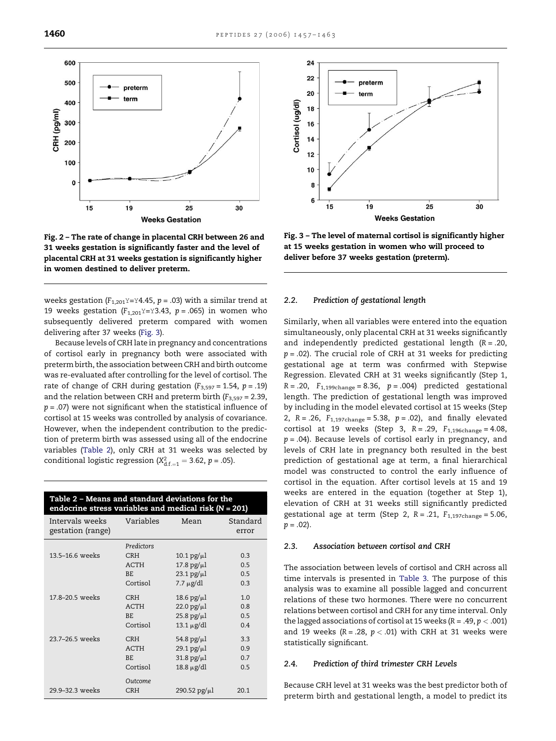Fig. 2 – The rate of change in placental CRH between 26 and 31 weeks gestation is significantly faster and the level of placental CRH at 31 weeks gestation is significantly higher in women destined to deliver preterm.

Fig. 3 – The level of maternal cortisol is significantly higher at 15 weeks gestation in women who will proceed to deliver before 37 weeks gestation (preterm).

weeks gestation ($F_{1,201}$ = 4.45, $p$ = .03) with a similar trend at 19 weeks gestation ($F_{1,201}$ = 3.43, $p$ = .065) in women who subsequently delivered preterm compared with women delivering after 37 weeks (Fig. 3).

Because levels of CRH late in pregnancy and concentrations of cortisol early in pregnancy both were associated with preterm birth, the association between CRH and birth outcome was re-evaluated after controlling for the level of cortisol. The rate of change of CRH during gestation ($F_{3,597}$ = 1.54, $p$ = .19) and the relation between CRH and preterm birth ($F_{3,597}$ = 2.39, $p$ = .07) were not significant when the statistical influence of cortisol at 15 weeks was controlled by analysis of covariance. However, when the independent contribution to the prediction of preterm birth was assessed using all of the endocrine variables (Table 2), only CRH at 31 weeks was selected by conditional logistic regression ($X^2_{\text{d.f.}=1} = 3.62$, $p$ = .05).

**Table 2 – Means and standard deviations for the endocrine stress variables and medical risk (N = 201)**

| Intervals weeks gestation (range) | Variables | Mean | Standard error |
|---|---|---|---|
| | *Predictors* | | |
| 13.5–16.6 weeks | CRH | 10.1 pg/μl | 0.3 |
| | ACTH | 17.8 pg/μl | 0.5 |
| | BE | 23.1 pg/μl | 0.5 |
| | Cortisol | 7.7 μg/dl | 0.3 |
| 17.8–20.5 weeks | CRH | 18.6 pg/μl | 1.0 |
| | ACTH | 22.0 pg/μl | 0.8 |
| | BE | 25.8 pg/μl | 0.5 |
| | Cortisol | 13.1 μg/dl | 0.4 |
| 23.7–26.5 weeks | CRH | 54.8 pg/μl | 3.3 |
| | ACTH | 29.1 pg/μl | 0.9 |
| | BE | 31.8 pg/μl | 0.7 |
| | Cortisol | 18.8 μg/dl | 0.5 |
| | *Outcome* | | |
| 29.9–32.3 weeks | CRH | 290.52 pg/μl | 20.1 |

### 2.2. Prediction of gestational length

Similarly, when all variables were entered into the equation simultaneously, only placental CRH at 31 weeks significantly and independently predicted gestational length ($R$ = .20, $p$ = .02). The crucial role of CRH at 31 weeks for predicting gestational age at term was confirmed with Stepwise Regression. Elevated CRH at 31 weeks significantly (Step 1, $R$ = .20, $F_{1,199\text{change}}$ = 8.36, $p$ = .004) predicted gestational length. The prediction of gestational length was improved by including in the model elevated cortisol at 15 weeks (Step 2, $R$ = .26, $F_{1,197\text{change}}$ = 5.38, $p$ = .02), and finally elevated cortisol at 19 weeks (Step 3, $R$ = .29, $F_{1,196\text{change}}$ = 4.08, $p$ = .04). Because levels of cortisol early in pregnancy, and levels of CRH late in pregnancy both resulted in the best prediction of gestational age at term, a final hierarchical model was constructed to control the early influence of cortisol in the equation. After cortisol levels at 15 and 19 weeks are entered in the equation (together at Step 1), elevation of CRH at 31 weeks still significantly predicted gestational age at term (Step 2, $R$ = .21, $F_{1,197\text{change}}$ = 5.06, $p$ = .02).

### 2.3. Association between cortisol and CRH

The association between levels of cortisol and CRH across all time intervals is presented in Table 3. The purpose of this analysis was to examine all possible lagged and concurrent relations of these two hormones. There were no concurrent relations between cortisol and CRH for any time interval. Only the lagged associations of cortisol at 15 weeks ($R$ = .49, $p < .001$) and 19 weeks ($R$ = .28, $p < .01$) with CRH at 31 weeks were statistically significant.

### 2.4. Prediction of third trimester CRH Levels

Because CRH level at 31 weeks was the best predictor both of preterm birth and gestational length, a model to predict its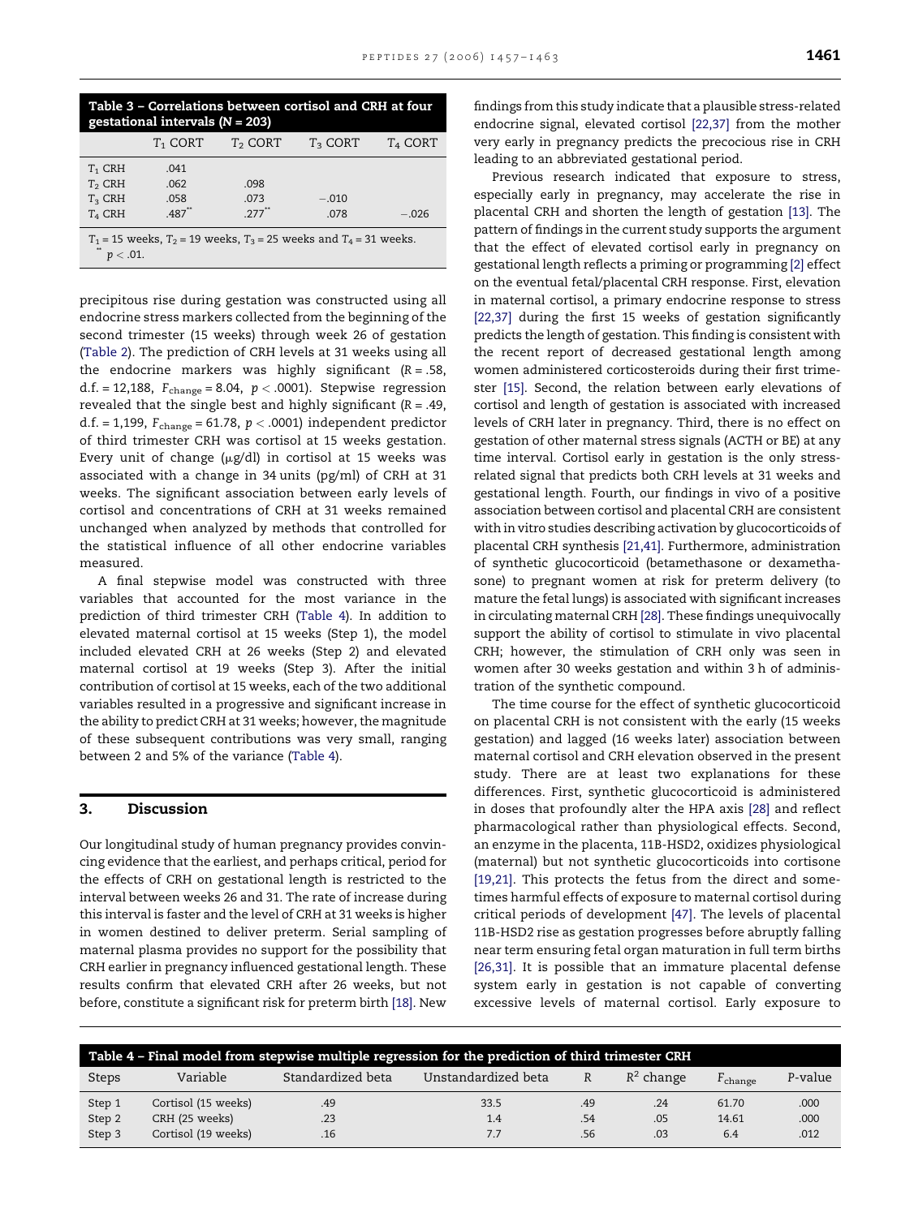**Table 3 – Correlations between cortisol and CRH at four gestational intervals ($N = 203$)**

| | $T_1$ CORT | $T_2$ CORT | $T_3$ CORT | $T_4$ CORT |
|---|---|---|---|---|
| $T_1$ CRH | .041 | | | |
| $T_2$ CRH | .062 | .098 | | |
| $T_3$ CRH | .058 | .073 | −.010 | |
| $T_4$ CRH | .487** | .277** | .078 | −.026 |

$T_1$ = 15 weeks, $T_2$ = 19 weeks, $T_3$ = 25 weeks and $T_4$ = 31 weeks.
** $p < .01$.

precipitous rise during gestation was constructed using all endocrine stress markers collected from the beginning of the second trimester (15 weeks) through week 26 of gestation (Table 2). The prediction of CRH levels at 31 weeks using all the endocrine markers was highly significant ($R = .58$, d.f. = 12,188, $F_{change} = 8.04$, $p < .0001$). Stepwise regression revealed that the single best and highly significant ($R = .49$, d.f. = 1,199, $F_{change} = 61.78$, $p < .0001$) independent predictor of third trimester CRH was cortisol at 15 weeks gestation. Every unit of change (μg/dl) in cortisol at 15 weeks was associated with a change in 34 units (pg/ml) of CRH at 31 weeks. The significant association between early levels of cortisol and concentrations of CRH at 31 weeks remained unchanged when analyzed by methods that controlled for the statistical influence of all other endocrine variables measured.

A final stepwise model was constructed with three variables that accounted for the most variance in the prediction of third trimester CRH (Table 4). In addition to elevated maternal cortisol at 15 weeks (Step 1), the model included elevated CRH at 26 weeks (Step 2) and elevated maternal cortisol at 19 weeks (Step 3). After the initial contribution of cortisol at 15 weeks, each of the two additional variables resulted in a progressive and significant increase in the ability to predict CRH at 31 weeks; however, the magnitude of these subsequent contributions was very small, ranging between 2 and 5% of the variance (Table 4).

## 3. Discussion

Our longitudinal study of human pregnancy provides convincing evidence that the earliest, and perhaps critical, period for the effects of CRH on gestational length is restricted to the interval between weeks 26 and 31. The rate of increase during this interval is faster and the level of CRH at 31 weeks is higher in women destined to deliver preterm. Serial sampling of maternal plasma provides no support for the possibility that CRH earlier in pregnancy influenced gestational length. These results confirm that elevated CRH after 26 weeks, but not before, constitute a significant risk for preterm birth [18]. New findings from this study indicate that a plausible stress-related endocrine signal, elevated cortisol [22,37] from the mother very early in pregnancy predicts the precocious rise in CRH leading to an abbreviated gestational period.

Previous research indicated that exposure to stress, especially early in pregnancy, may accelerate the rise in placental CRH and shorten the length of gestation [13]. The pattern of findings in the current study supports the argument that the effect of elevated cortisol early in pregnancy on gestational length reflects a priming or programming [2] effect on the eventual fetal/placental CRH response. First, elevation in maternal cortisol, a primary endocrine response to stress [22,37] during the first 15 weeks of gestation significantly predicts the length of gestation. This finding is consistent with the recent report of decreased gestational length among women administered corticosteroids during their first trimester [15]. Second, the relation between early elevations of cortisol and length of gestation is associated with increased levels of CRH later in pregnancy. Third, there is no effect on gestation of other maternal stress signals (ACTH or BE) at any time interval. Cortisol early in gestation is the only stress-related signal that predicts both CRH levels at 31 weeks and gestational length. Fourth, our findings in vivo of a positive association between cortisol and placental CRH are consistent with in vitro studies describing activation by glucocorticoids of placental CRH synthesis [21,41]. Furthermore, administration of synthetic glucocorticoid (betamethasone or dexamethasone) to pregnant women at risk for preterm delivery (to mature the fetal lungs) is associated with significant increases in circulating maternal CRH [28]. These findings unequivocally support the ability of cortisol to stimulate in vivo placental CRH; however, the stimulation of CRH only was seen in women after 30 weeks gestation and within 3 h of administration of the synthetic compound.

The time course for the effect of synthetic glucocorticoid on placental CRH is not consistent with the early (15 weeks gestation) and lagged (16 weeks later) association between maternal cortisol and CRH elevation observed in the present study. There are at least two explanations for these differences. First, synthetic glucocorticoid is administered in doses that profoundly alter the HPA axis [28] and reflect pharmacological rather than physiological effects. Second, an enzyme in the placenta, 11B-HSD2, oxidizes physiological (maternal) but not synthetic glucocorticoids into cortisone [19,21]. This protects the fetus from the direct and sometimes harmful effects of exposure to maternal cortisol during critical periods of development [47]. The levels of placental 11B-HSD2 rise as gestation progresses before abruptly falling near term ensuring fetal organ maturation in full term births [26,31]. It is possible that an immature placental defense system early in gestation is not capable of converting excessive levels of maternal cortisol. Early exposure to

**Table 4 – Final model from stepwise multiple regression for the prediction of third trimester CRH**

| Steps | Variable | Standardized beta | Unstandardized beta | $R$ | $R^2$ change | $F_{change}$ | P-value |
|---|---|---|---|---|---|---|---|
| Step 1 | Cortisol (15 weeks) | .49 | 33.5 | .49 | .24 | 61.70 | .000 |
| Step 2 | CRH (25 weeks) | .23 | 1.4 | .54 | .05 | 14.61 | .000 |
| Step 3 | Cortisol (19 weeks) | .16 | 7.7 | .56 | .03 | 6.4 | .012 |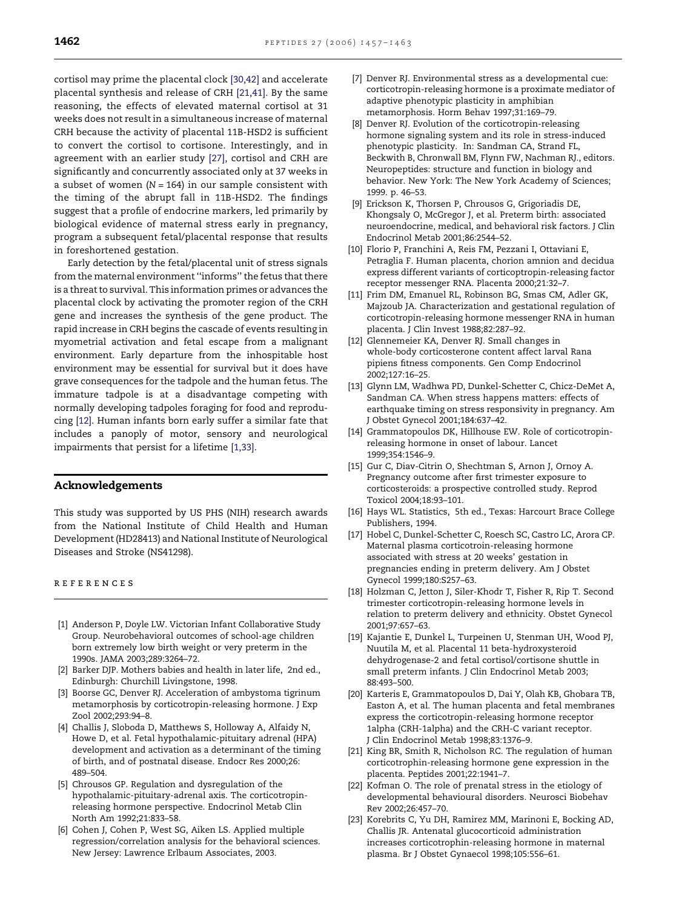cortisol may prime the placental clock [30,42] and accelerate placental synthesis and release of CRH [21,41]. By the same reasoning, the effects of elevated maternal cortisol at 31 weeks does not result in a simultaneous increase of maternal CRH because the activity of placental 11B-HSD2 is sufficient to convert the cortisol to cortisone. Interestingly, and in agreement with an earlier study [27], cortisol and CRH are significantly and concurrently associated only at 37 weeks in a subset of women ($N = 164$) in our sample consistent with the timing of the abrupt fall in 11B-HSD2. The findings suggest that a profile of endocrine markers, led primarily by biological evidence of maternal stress early in pregnancy, program a subsequent fetal/placental response that results in foreshortened gestation.

Early detection by the fetal/placental unit of stress signals from the maternal environment ''informs'' the fetus that there is a threat to survival. This information primes or advances the placental clock by activating the promoter region of the CRH gene and increases the synthesis of the gene product. The rapid increase in CRH begins the cascade of events resulting in myometrial activation and fetal escape from a malignant environment. Early departure from the inhospitable host environment may be essential for survival but it does have grave consequences for the tadpole and the human fetus. The immature tadpole is at a disadvantage competing with normally developing tadpoles foraging for food and reproducing [12]. Human infants born early suffer a similar fate that includes a panoply of motor, sensory and neurological impairments that persist for a lifetime [1,33].

## Acknowledgements

This study was supported by US PHS (NIH) research awards from the National Institute of Child Health and Human Development (HD28413) and National Institute of Neurological Diseases and Stroke (NS41298).

## REFERENCES

[1] Anderson P, Doyle LW. Victorian Infant Collaborative Study Group. Neurobehavioral outcomes of school-age children born extremely low birth weight or very preterm in the 1990s. JAMA 2003;289:3264–72.

[2] Barker DJP. Mothers babies and health in later life, 2nd ed., Edinburgh: Churchill Livingstone, 1998.

[3] Boorse GC, Denver RJ. Acceleration of ambystoma tigrinum metamorphosis by corticotropin-releasing hormone. J Exp Zool 2002;293:94–8.

[4] Challis J, Sloboda D, Matthews S, Holloway A, Alfaidy N, Howe D, et al. Fetal hypothalamic-pituitary adrenal (HPA) development and activation as a determinant of the timing of birth, and of postnatal disease. Endocr Res 2000;26: 489–504.

[5] Chrousos GP. Regulation and dysregulation of the hypothalamic-pituitary-adrenal axis. The corticotropin-releasing hormone perspective. Endocrinol Metab Clin North Am 1992;21:833–58.

[6] Cohen J, Cohen P, West SG, Aiken LS. Applied multiple regression/correlation analysis for the behavioral sciences. New Jersey: Lawrence Erlbaum Associates, 2003.

[7] Denver RJ. Environmental stress as a developmental cue: corticotropin-releasing hormone is a proximate mediator of adaptive phenotypic plasticity in amphibian metamorphosis. Horm Behav 1997;31:169–79.

[8] Denver RJ. Evolution of the corticotropin-releasing hormone signaling system and its role in stress-induced phenotypic plasticity. In: Sandman CA, Strand FL, Beckwith B, Chronwall BM, Flynn FW, Nachman RJ., editors. Neuropeptides: structure and function in biology and behavior. New York: The New York Academy of Sciences; 1999. p. 46–53.

[9] Erickson K, Thorsen P, Chrousos G, Grigoriadis DE, Khongsaly O, McGregor J, et al. Preterm birth: associated neuroendocrine, medical, and behavioral risk factors. J Clin Endocrinol Metab 2001;86:2544–52.

[10] Florio P, Franchini A, Reis FM, Pezzani I, Ottaviani E, Petraglia F. Human placenta, chorion amnion and decidua express different variants of corticoptropin-releasing factor receptor messenger RNA. Placenta 2000;21:32–7.

[11] Frim DM, Emanuel RL, Robinson BG, Smas CM, Adler GK, Majzoub JA. Characterization and gestational regulation of corticotropin-releasing hormone messenger RNA in human placenta. J Clin Invest 1988;82:287–92.

[12] Glennemeier KA, Denver RJ. Small changes in whole-body corticosterone content affect larval Rana pipiens fitness components. Gen Comp Endocrinol 2002;127:16–25.

[13] Glynn LM, Wadhwa PD, Dunkel-Schetter C, Chicz-DeMet A, Sandman CA. When stress happens matters: effects of earthquake timing on stress responsivity in pregnancy. Am J Obstet Gynecol 2001;184:637–42.

[14] Grammatopoulos DK, Hillhouse EW. Role of corticotropin-releasing hormone in onset of labour. Lancet 1999;354:1546–9.

[15] Gur C, Diav-Citrin O, Shechtman S, Arnon J, Ornoy A. Pregnancy outcome after first trimester exposure to corticosteroids: a prospective controlled study. Reprod Toxicol 2004;18:93–101.

[16] Hays WL. Statistics, 5th ed., Texas: Harcourt Brace College Publishers, 1994.

[17] Hobel C, Dunkel-Schetter C, Roesch SC, Castro LC, Arora CP. Maternal plasma corticotroin-releasing hormone associated with stress at 20 weeks' gestation in pregnancies ending in preterm delivery. Am J Obstet Gynecol 1999;180:S257–63.

[18] Holzman C, Jetton J, Siler-Khodr T, Fisher R, Rip T. Second trimester corticotropin-releasing hormone levels in relation to preterm delivery and ethnicity. Obstet Gynecol 2001;97:657–63.

[19] Kajantie E, Dunkel L, Turpeinen U, Stenman UH, Wood PJ, Nuutila M, et al. Placental 11 beta-hydroxysteroid dehydrogenase-2 and fetal cortisol/cortisone shuttle in small preterm infants. J Clin Endocrinol Metab 2003; 88:493–500.

[20] Karteris E, Grammatopoulos D, Dai Y, Olah KB, Ghobara TB, Easton A, et al. The human placenta and fetal membranes express the corticotropin-releasing hormone receptor 1alpha (CRH-1alpha) and the CRH-C variant receptor. J Clin Endocrinol Metab 1998;83:1376–9.

[21] King BR, Smith R, Nicholson RC. The regulation of human corticotrophin-releasing hormone gene expression in the placenta. Peptides 2001;22:1941–7.

[22] Kofman O. The role of prenatal stress in the etiology of developmental behavioural disorders. Neurosci Biobehav Rev 2002;26:457–70.

[23] Korebrits C, Yu DH, Ramirez MM, Marinoni E, Bocking AD, Challis JR. Antenatal glucocorticoid administration increases corticotrophin-releasing hormone in maternal plasma. Br J Obstet Gynaecol 1998;105:556–61.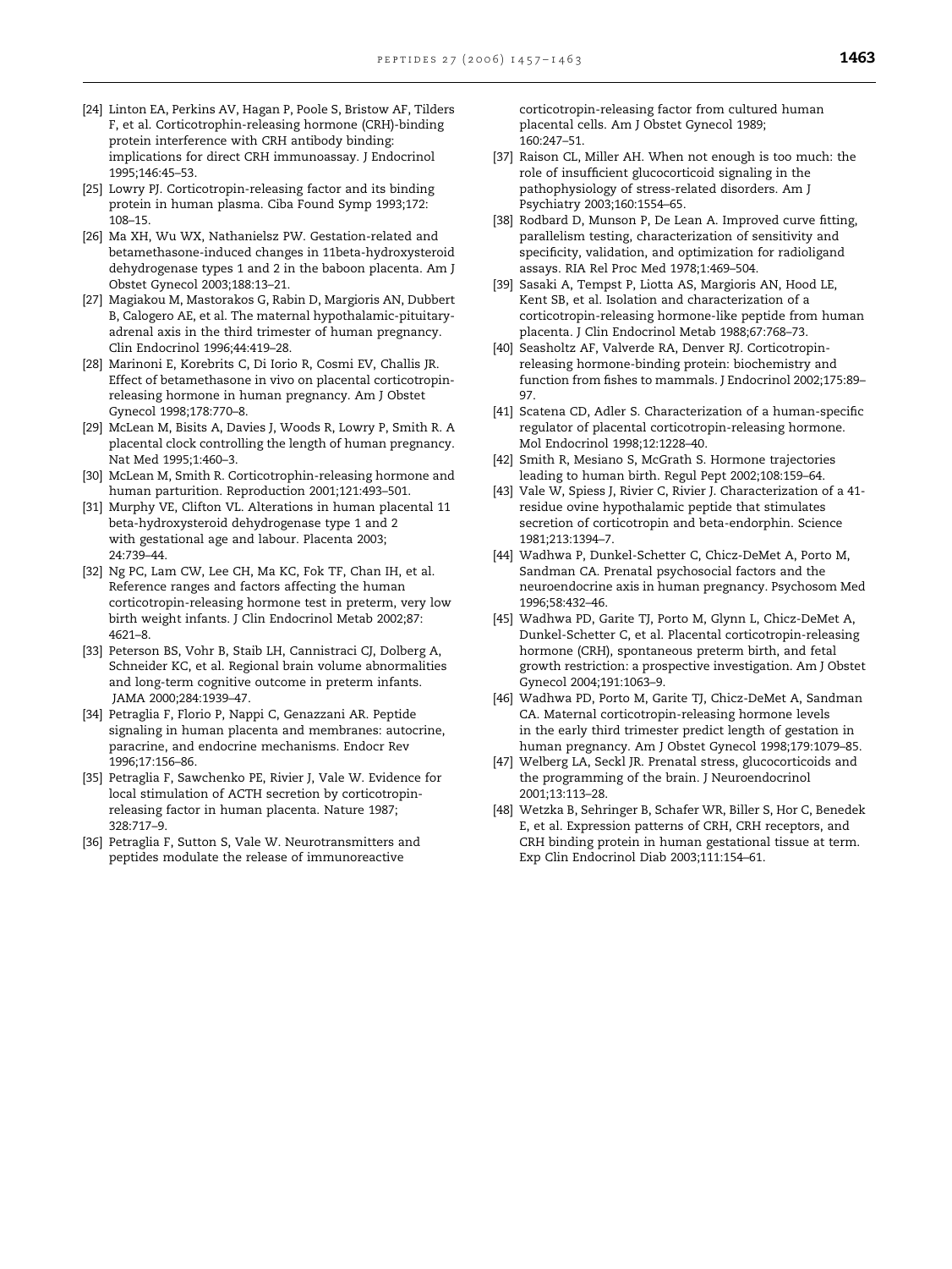[24] Linton EA, Perkins AV, Hagan P, Poole S, Bristow AF, Tilders F, et al. Corticotrophin-releasing hormone (CRH)-binding protein interference with CRH antibody binding: implications for direct CRH immunoassay. J Endocrinol 1995;146:45–53.

[25] Lowry PJ. Corticotropin-releasing factor and its binding protein in human plasma. Ciba Found Symp 1993;172: 108–15.

[26] Ma XH, Wu WX, Nathanielsz PW. Gestation-related and betamethasone-induced changes in 11beta-hydroxysteroid dehydrogenase types 1 and 2 in the baboon placenta. Am J Obstet Gynecol 2003;188:13–21.

[27] Magiakou M, Mastorakos G, Rabin D, Margioris AN, Dubbert B, Calogero AE, et al. The maternal hypothalamic-pituitary-adrenal axis in the third trimester of human pregnancy. Clin Endocrinol 1996;44:419–28.

[28] Marinoni E, Korebrits C, Di Iorio R, Cosmi EV, Challis JR. Effect of betamethasone in vivo on placental corticotropin-releasing hormone in human pregnancy. Am J Obstet Gynecol 1998;178:770–8.

[29] McLean M, Bisits A, Davies J, Woods R, Lowry P, Smith R. A placental clock controlling the length of human pregnancy. Nat Med 1995;1:460–3.

[30] McLean M, Smith R. Corticotrophin-releasing hormone and human parturition. Reproduction 2001;121:493–501.

[31] Murphy VE, Clifton VL. Alterations in human placental 11 beta-hydroxysteroid dehydrogenase type 1 and 2 with gestational age and labour. Placenta 2003; 24:739–44.

[32] Ng PC, Lam CW, Lee CH, Ma KC, Fok TF, Chan IH, et al. Reference ranges and factors affecting the human corticotropin-releasing hormone test in preterm, very low birth weight infants. J Clin Endocrinol Metab 2002;87: 4621–8.

[33] Peterson BS, Vohr B, Staib LH, Cannistraci CJ, Dolberg A, Schneider KC, et al. Regional brain volume abnormalities and long-term cognitive outcome in preterm infants. JAMA 2000;284:1939–47.

[34] Petraglia F, Florio P, Nappi C, Genazzani AR. Peptide signaling in human placenta and membranes: autocrine, paracrine, and endocrine mechanisms. Endocr Rev 1996;17:156–86.

[35] Petraglia F, Sawchenko PE, Rivier J, Vale W. Evidence for local stimulation of ACTH secretion by corticotropin-releasing factor in human placenta. Nature 1987; 328:717–9.

[36] Petraglia F, Sutton S, Vale W. Neurotransmitters and peptides modulate the release of immunoreactive corticotropin-releasing factor from cultured human placental cells. Am J Obstet Gynecol 1989; 160:247–51.

[37] Raison CL, Miller AH. When not enough is too much: the role of insufficient glucocorticoid signaling in the pathophysiology of stress-related disorders. Am J Psychiatry 2003;160:1554–65.

[38] Rodbard D, Munson P, De Lean A. Improved curve fitting, parallelism testing, characterization of sensitivity and specificity, validation, and optimization for radioligand assays. RIA Rel Proc Med 1978;1:469–504.

[39] Sasaki A, Tempst P, Liotta AS, Margioris AN, Hood LE, Kent SB, et al. Isolation and characterization of a corticotropin-releasing hormone-like peptide from human placenta. J Clin Endocrinol Metab 1988;67:768–73.

[40] Seasholtz AF, Valverde RA, Denver RJ. Corticotropin-releasing hormone-binding protein: biochemistry and function from fishes to mammals. J Endocrinol 2002;175:89–97.

[41] Scatena CD, Adler S. Characterization of a human-specific regulator of placental corticotropin-releasing hormone. Mol Endocrinol 1998;12:1228–40.

[42] Smith R, Mesiano S, McGrath S. Hormone trajectories leading to human birth. Regul Pept 2002;108:159–64.

[43] Vale W, Spiess J, Rivier C, Rivier J. Characterization of a 41-residue ovine hypothalamic peptide that stimulates secretion of corticotropin and beta-endorphin. Science 1981;213:1394–7.

[44] Wadhwa P, Dunkel-Schetter C, Chicz-DeMet A, Porto M, Sandman CA. Prenatal psychosocial factors and the neuroendocrine axis in human pregnancy. Psychosom Med 1996;58:432–46.

[45] Wadhwa PD, Garite TJ, Porto M, Glynn L, Chicz-DeMet A, Dunkel-Schetter C, et al. Placental corticotropin-releasing hormone (CRH), spontaneous preterm birth, and fetal growth restriction: a prospective investigation. Am J Obstet Gynecol 2004;191:1063–9.

[46] Wadhwa PD, Porto M, Garite TJ, Chicz-DeMet A, Sandman CA. Maternal corticotropin-releasing hormone levels in the early third trimester predict length of gestation in human pregnancy. Am J Obstet Gynecol 1998;179:1079–85.

[47] Welberg LA, Seckl JR. Prenatal stress, glucocorticoids and the programming of the brain. J Neuroendocrinol 2001;13:113–28.

[48] Wetzka B, Sehringer B, Schafer WR, Biller S, Hor C, Benedek E, et al. Expression patterns of CRH, CRH receptors, and CRH binding protein in human gestational tissue at term. Exp Clin Endocrinol Diab 2003;111:154–61.